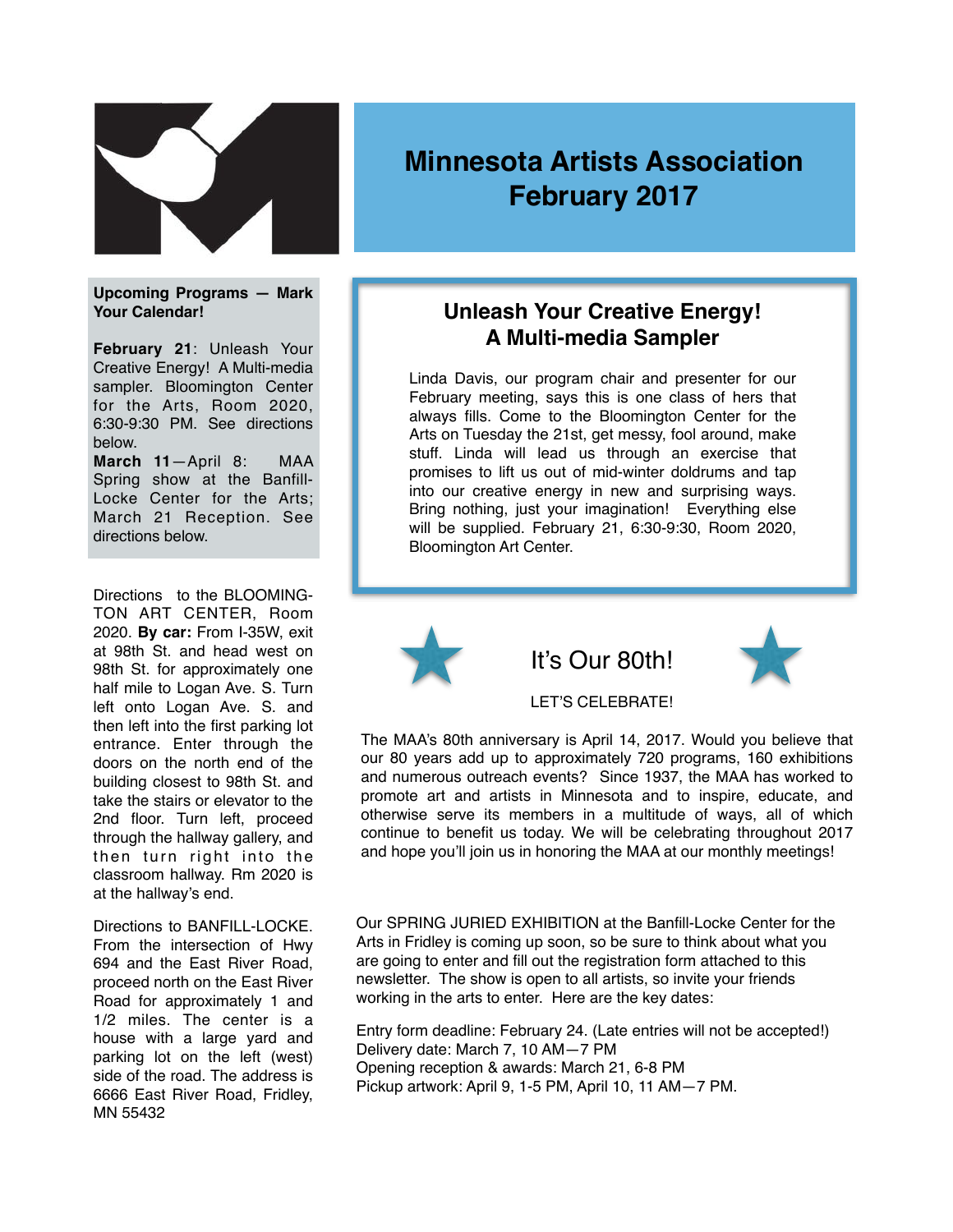# Minnesota Artists Association February 2017

**Upcoming Programs — Mark Your Calendar!**

**February 21**: Unleash Your Creative Energy! A Multi-media sampler. Bloomington Center for the Arts, Room 2020, 6:30-9:30 PM. See directions below.

**March 11**—April 8: MAA Spring show at the Banfill-Locke Center for the Arts; March 21 Reception. See directions below.

Directions to the BLOOMINGTON ART CENTER, Room 2020. **By car:** From I-35W, exit at 98th St. and head west on 98th St. for approximately one half mile to Logan Ave. S. Turn left onto Logan Ave. S. and then left into the first parking lot entrance. Enter through the doors on the north end of the building closest to 98th St. and take the stairs or elevator to the 2nd floor. Turn left, proceed through the hallway gallery, and then turn right into the classroom hallway. Rm 2020 is at the hallway's end.

Directions to BANFILL-LOCKE. From the intersection of Hwy 694 and the East River Road, proceed north on the East River Road for approximately 1 and 1/2 miles. The center is a house with a large yard and parking lot on the left (west) side of the road. The address is 6666 East River Road, Fridley, MN 55432

## Unleash Your Creative Energy! A Multi-media Sampler

Linda Davis, our program chair and presenter for our February meeting, says this is one class of hers that always fills. Come to the Bloomington Center for the Arts on Tuesday the 21st, get messy, fool around, make stuff. Linda will lead us through an exercise that promises to lift us out of mid-winter doldrums and tap into our creative energy in new and surprising ways. Bring nothing, just your imagination! Everything else will be supplied. February 21, 6:30-9:30, Room 2020, Bloomington Art Center.

## It's Our 80th!

LET'S CELEBRATE!

The MAA's 80th anniversary is April 14, 2017. Would you believe that our 80 years add up to approximately 720 programs, 160 exhibitions and numerous outreach events? Since 1937, the MAA has worked to promote art and artists in Minnesota and to inspire, educate, and otherwise serve its members in a multitude of ways, all of which continue to benefit us today. We will be celebrating throughout 2017 and hope you'll join us in honoring the MAA at our monthly meetings!

Our SPRING JURIED EXHIBITION at the Banfill-Locke Center for the Arts in Fridley is coming up soon, so be sure to think about what you are going to enter and fill out the registration form attached to this newsletter. The show is open to all artists, so invite your friends working in the arts to enter. Here are the key dates:

Entry form deadline: February 24. (Late entries will not be accepted!)
Delivery date: March 7, 10 AM—7 PM
Opening reception & awards: March 21, 6-8 PM
Pickup artwork: April 9, 1-5 PM, April 10, 11 AM—7 PM.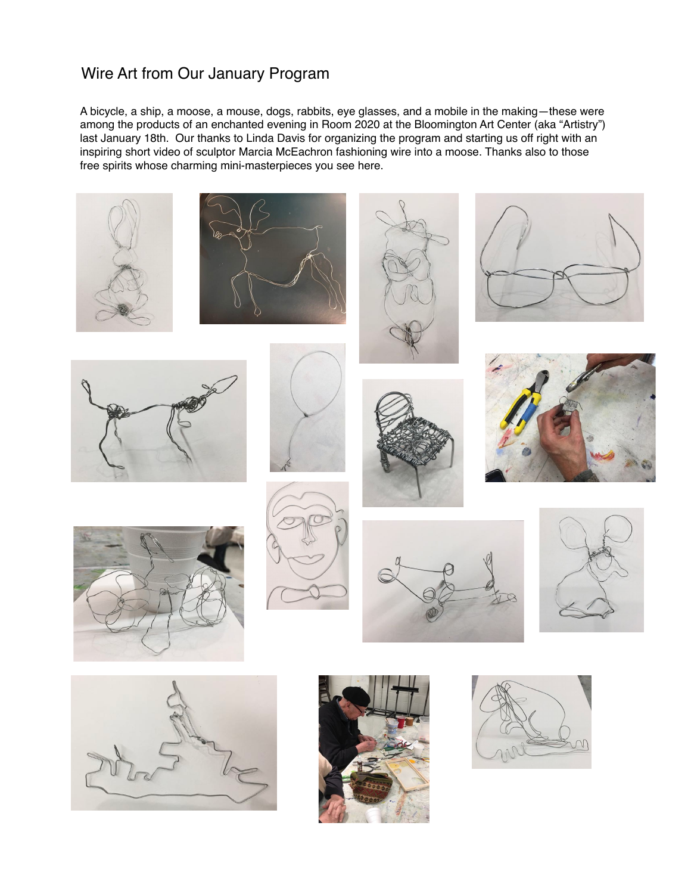# Wire Art from Our January Program

A bicycle, a ship, a moose, a mouse, dogs, rabbits, eye glasses, and a mobile in the making—these were among the products of an enchanted evening in Room 2020 at the Bloomington Art Center (aka "Artistry") last January 18th. Our thanks to Linda Davis for organizing the program and starting us off right with an inspiring short video of sculptor Marcia McEachron fashioning wire into a moose. Thanks also to those free spirits whose charming mini-masterpieces you see here.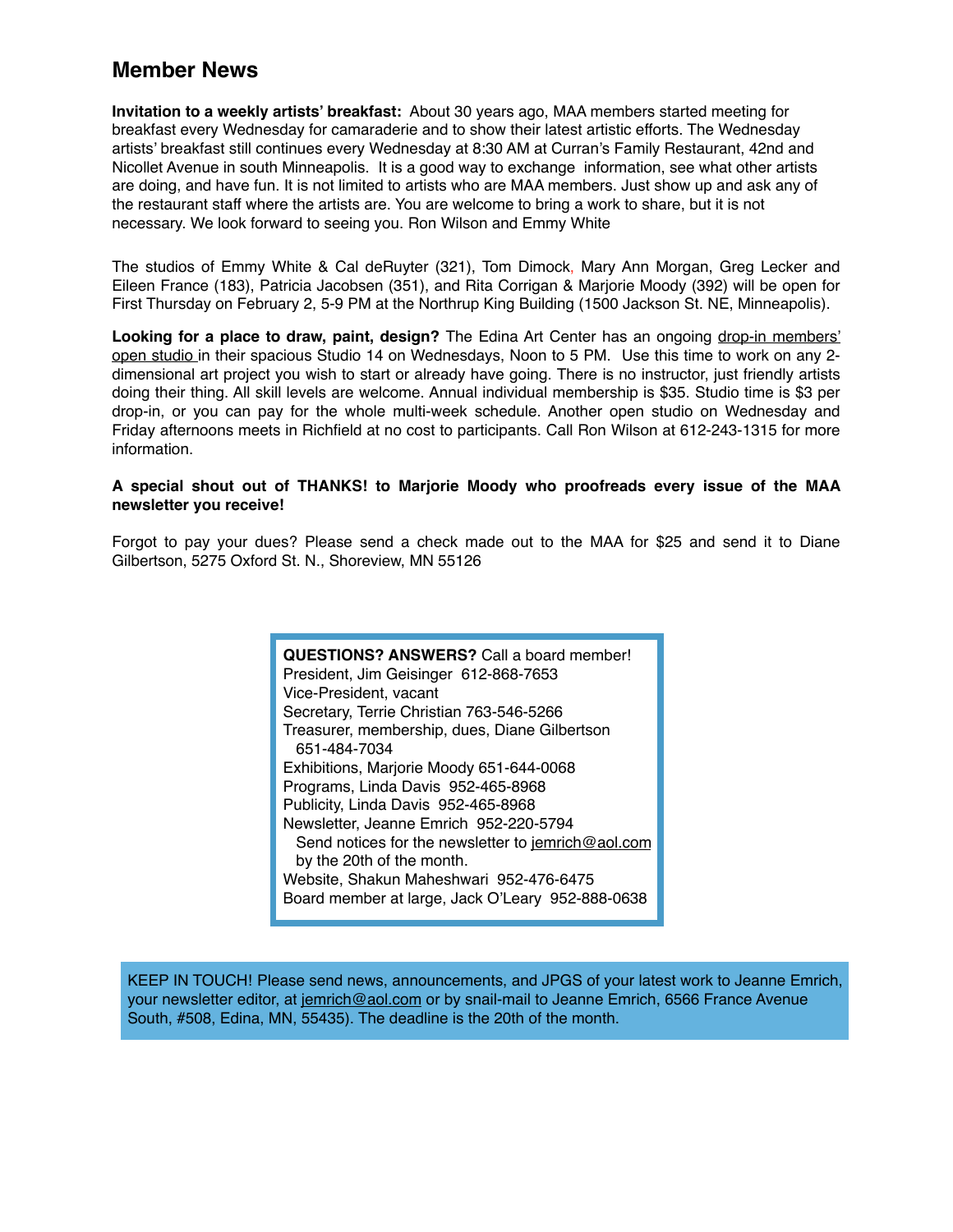## Member News

**Invitation to a weekly artists' breakfast:** About 30 years ago, MAA members started meeting for breakfast every Wednesday for camaraderie and to show their latest artistic efforts. The Wednesday artists' breakfast still continues every Wednesday at 8:30 AM at Curran's Family Restaurant, 42nd and Nicollet Avenue in south Minneapolis. It is a good way to exchange information, see what other artists are doing, and have fun. It is not limited to artists who are MAA members. Just show up and ask any of the restaurant staff where the artists are. You are welcome to bring a work to share, but it is not necessary. We look forward to seeing you. Ron Wilson and Emmy White

The studios of Emmy White & Cal deRuyter (321), Tom Dimock, Mary Ann Morgan, Greg Lecker and Eileen France (183), Patricia Jacobsen (351), and Rita Corrigan & Marjorie Moody (392) will be open for First Thursday on February 2, 5-9 PM at the Northrup King Building (1500 Jackson St. NE, Minneapolis).

**Looking for a place to draw, paint, design?** The Edina Art Center has an ongoing drop-in members' open studio in their spacious Studio 14 on Wednesdays, Noon to 5 PM. Use this time to work on any 2-dimensional art project you wish to start or already have going. There is no instructor, just friendly artists doing their thing. All skill levels are welcome. Annual individual membership is $35. Studio time is $3 per drop-in, or you can pay for the whole multi-week schedule. Another open studio on Wednesday and Friday afternoons meets in Richfield at no cost to participants. Call Ron Wilson at 612-243-1315 for more information.

**A special shout out of THANKS! to Marjorie Moody who proofreads every issue of the MAA newsletter you receive!**

Forgot to pay your dues? Please send a check made out to the MAA for $25 and send it to Diane Gilbertson, 5275 Oxford St. N., Shoreview, MN 55126

**QUESTIONS? ANSWERS?** Call a board member!
President, Jim Geisinger 612-868-7653
Vice-President, vacant
Secretary, Terrie Christian 763-546-5266
Treasurer, membership, dues, Diane Gilbertson 651-484-7034
Exhibitions, Marjorie Moody 651-644-0068
Programs, Linda Davis 952-465-8968
Publicity, Linda Davis 952-465-8968
Newsletter, Jeanne Emrich 952-220-5794
Send notices for the newsletter to jemrich@aol.com by the 20th of the month.
Website, Shakun Maheshwari 952-476-6475
Board member at large, Jack O'Leary 952-888-0638

KEEP IN TOUCH! Please send news, announcements, and JPGS of your latest work to Jeanne Emrich, your newsletter editor, at jemrich@aol.com or by snail-mail to Jeanne Emrich, 6566 France Avenue South, #508, Edina, MN, 55435). The deadline is the 20th of the month.